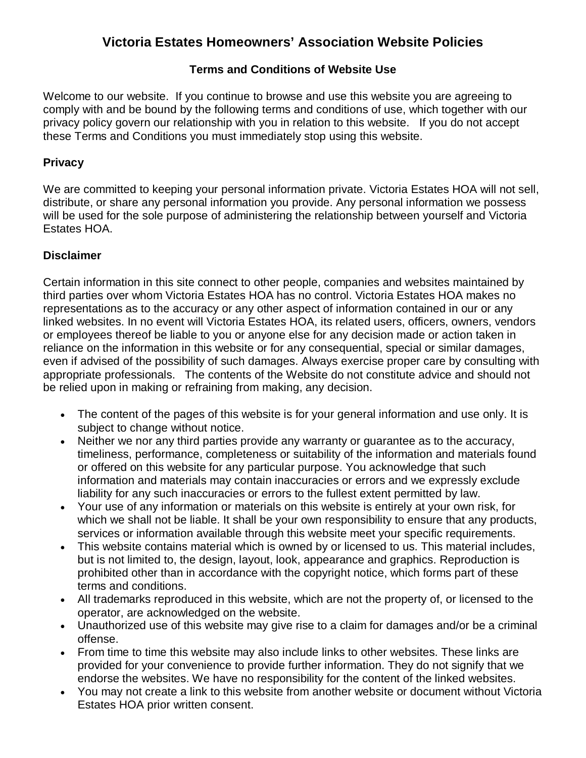# Victoria Estates Homeowners' Association Website Policies

## Terms and Conditions of Website Use

Welcome to our website. If you continue to browse and use this website you are agreeing to comply with and be bound by the following terms and conditions of use, which together with our privacy policy govern our relationship with you in relation to this website. If you do not accept these Terms and Conditions you must immediately stop using this website.

### Privacy

We are committed to keeping your personal information private. Victoria Estates HOA will not sell, distribute, or share any personal information you provide. Any personal information we possess will be used for the sole purpose of administering the relationship between yourself and Victoria Estates HOA.

### Disclaimer

Certain information in this site connect to other people, companies and websites maintained by third parties over whom Victoria Estates HOA has no control. Victoria Estates HOA makes no representations as to the accuracy or any other aspect of information contained in our or any linked websites. In no event will Victoria Estates HOA, its related users, officers, owners, vendors or employees thereof be liable to you or anyone else for any decision made or action taken in reliance on the information in this website or for any consequential, special or similar damages, even if advised of the possibility of such damages. Always exercise proper care by consulting with appropriate professionals. The contents of the Website do not constitute advice and should not be relied upon in making or refraining from making, any decision.

- The content of the pages of this website is for your general information and use only. It is subject to change without notice.
- Neither we nor any third parties provide any warranty or guarantee as to the accuracy, timeliness, performance, completeness or suitability of the information and materials found or offered on this website for any particular purpose. You acknowledge that such information and materials may contain inaccuracies or errors and we expressly exclude liability for any such inaccuracies or errors to the fullest extent permitted by law.
- Your use of any information or materials on this website is entirely at your own risk, for which we shall not be liable. It shall be your own responsibility to ensure that any products, services or information available through this website meet your specific requirements.
- This website contains material which is owned by or licensed to us. This material includes, but is not limited to, the design, layout, look, appearance and graphics. Reproduction is prohibited other than in accordance with the copyright notice, which forms part of these terms and conditions.
- All trademarks reproduced in this website, which are not the property of, or licensed to the operator, are acknowledged on the website.
- Unauthorized use of this website may give rise to a claim for damages and/or be a criminal offense.
- From time to time this website may also include links to other websites. These links are provided for your convenience to provide further information. They do not signify that we endorse the websites. We have no responsibility for the content of the linked websites.
- You may not create a link to this website from another website or document without Victoria Estates HOA prior written consent.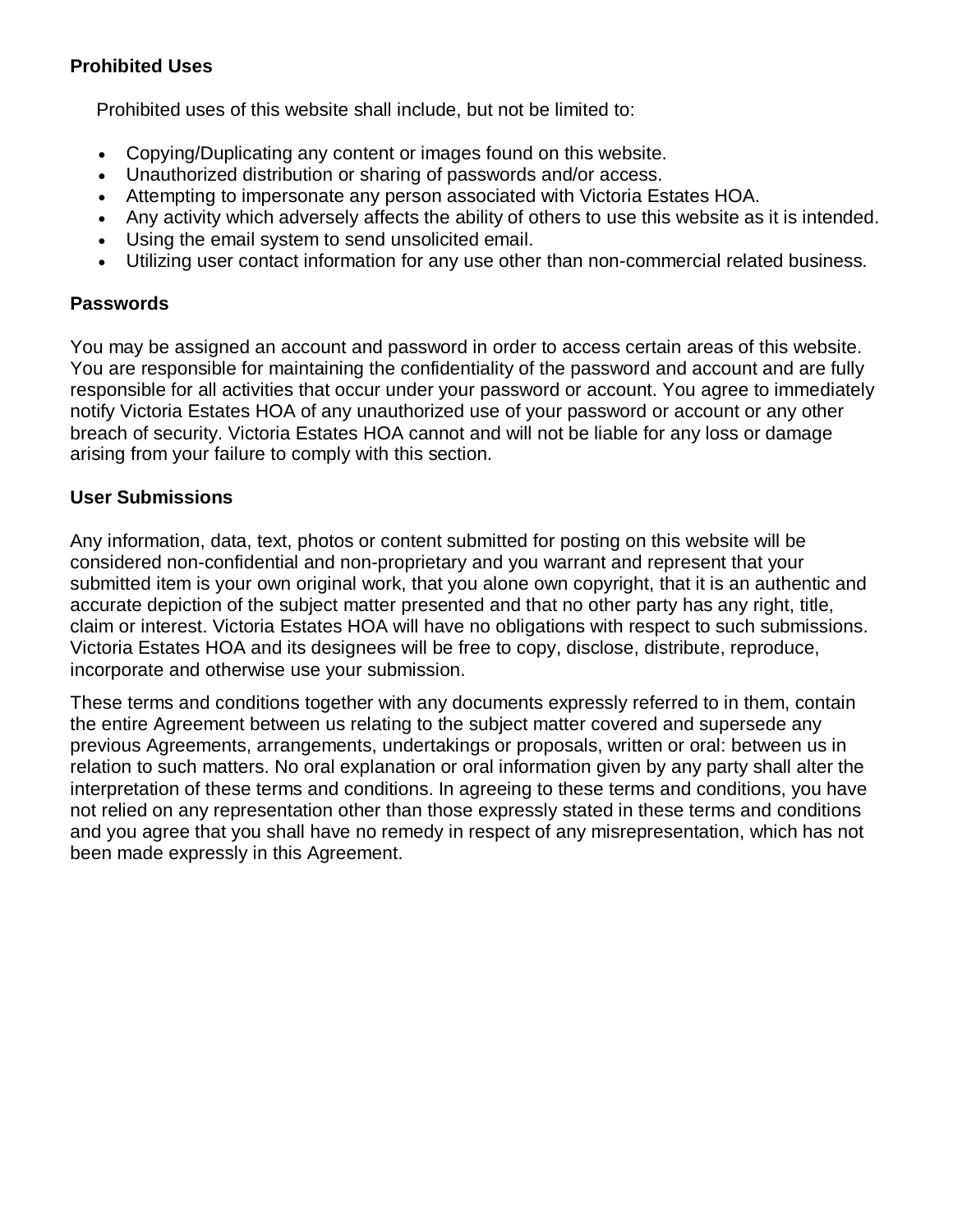**Prohibited Uses**

Prohibited uses of this website shall include, but not be limited to:

- Copying/Duplicating any content or images found on this website.
- Unauthorized distribution or sharing of passwords and/or access.
- Attempting to impersonate any person associated with Victoria Estates HOA.
- Any activity which adversely affects the ability of others to use this website as it is intended.
- Using the email system to send unsolicited email.
- Utilizing user contact information for any use other than non-commercial related business.

**Passwords**

You may be assigned an account and password in order to access certain areas of this website. You are responsible for maintaining the confidentiality of the password and account and are fully responsible for all activities that occur under your password or account. You agree to immediately notify Victoria Estates HOA of any unauthorized use of your password or account or any other breach of security. Victoria Estates HOA cannot and will not be liable for any loss or damage arising from your failure to comply with this section.

**User Submissions**

Any information, data, text, photos or content submitted for posting on this website will be considered non-confidential and non-proprietary and you warrant and represent that your submitted item is your own original work, that you alone own copyright, that it is an authentic and accurate depiction of the subject matter presented and that no other party has any right, title, claim or interest. Victoria Estates HOA will have no obligations with respect to such submissions. Victoria Estates HOA and its designees will be free to copy, disclose, distribute, reproduce, incorporate and otherwise use your submission.

These terms and conditions together with any documents expressly referred to in them, contain the entire Agreement between us relating to the subject matter covered and supersede any previous Agreements, arrangements, undertakings or proposals, written or oral: between us in relation to such matters. No oral explanation or oral information given by any party shall alter the interpretation of these terms and conditions. In agreeing to these terms and conditions, you have not relied on any representation other than those expressly stated in these terms and conditions and you agree that you shall have no remedy in respect of any misrepresentation, which has not been made expressly in this Agreement.